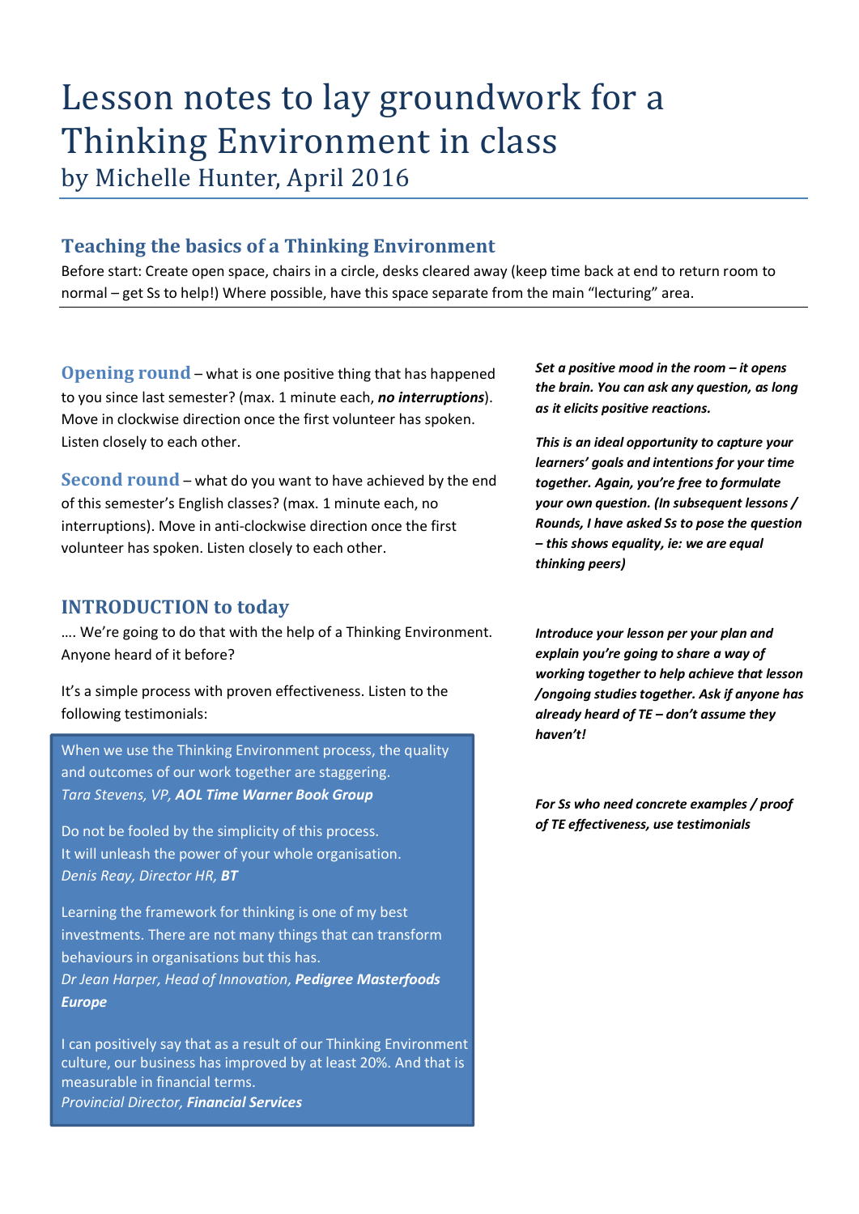# Lesson notes to lay groundwork for a Thinking Environment in class

by Michelle Hunter, April 2016

## Teaching the basics of a Thinking Environment

Before start: Create open space, chairs in a circle, desks cleared away (keep time back at end to return room to normal – get Ss to help!) Where possible, have this space separate from the main "lecturing" area.

**Opening round** – what is one positive thing that has happened to you since last semester? (max. 1 minute each, ***no interruptions***). Move in clockwise direction once the first volunteer has spoken. Listen closely to each other.

***Set a positive mood in the room – it opens the brain. You can ask any question, as long as it elicits positive reactions.***

**Second round** – what do you want to have achieved by the end of this semester's English classes? (max. 1 minute each, no interruptions). Move in anti-clockwise direction once the first volunteer has spoken. Listen closely to each other.

***This is an ideal opportunity to capture your learners' goals and intentions for your time together. Again, you're free to formulate your own question. (In subsequent lessons / Rounds, I have asked Ss to pose the question – this shows equality, ie: we are equal thinking peers)***

### INTRODUCTION to today

…. We're going to do that with the help of a Thinking Environment. Anyone heard of it before?

***Introduce your lesson per your plan and explain you're going to share a way of working together to help achieve that lesson /ongoing studies together. Ask if anyone has already heard of TE – don't assume they haven't!***

It's a simple process with proven effectiveness. Listen to the following testimonials:

***For Ss who need concrete examples / proof of TE effectiveness, use testimonials***

> When we use the Thinking Environment process, the quality and outcomes of our work together are staggering.
> *Tara Stevens, VP, **AOL Time Warner Book Group***
>
> Do not be fooled by the simplicity of this process.
> It will unleash the power of your whole organisation.
> *Denis Reay, Director HR, **BT***
>
> Learning the framework for thinking is one of my best investments. There are not many things that can transform behaviours in organisations but this has.
> *Dr Jean Harper, Head of Innovation, **Pedigree Masterfoods Europe***
>
> I can positively say that as a result of our Thinking Environment culture, our business has improved by at least 20%. And that is measurable in financial terms.
> *Provincial Director, **Financial Services***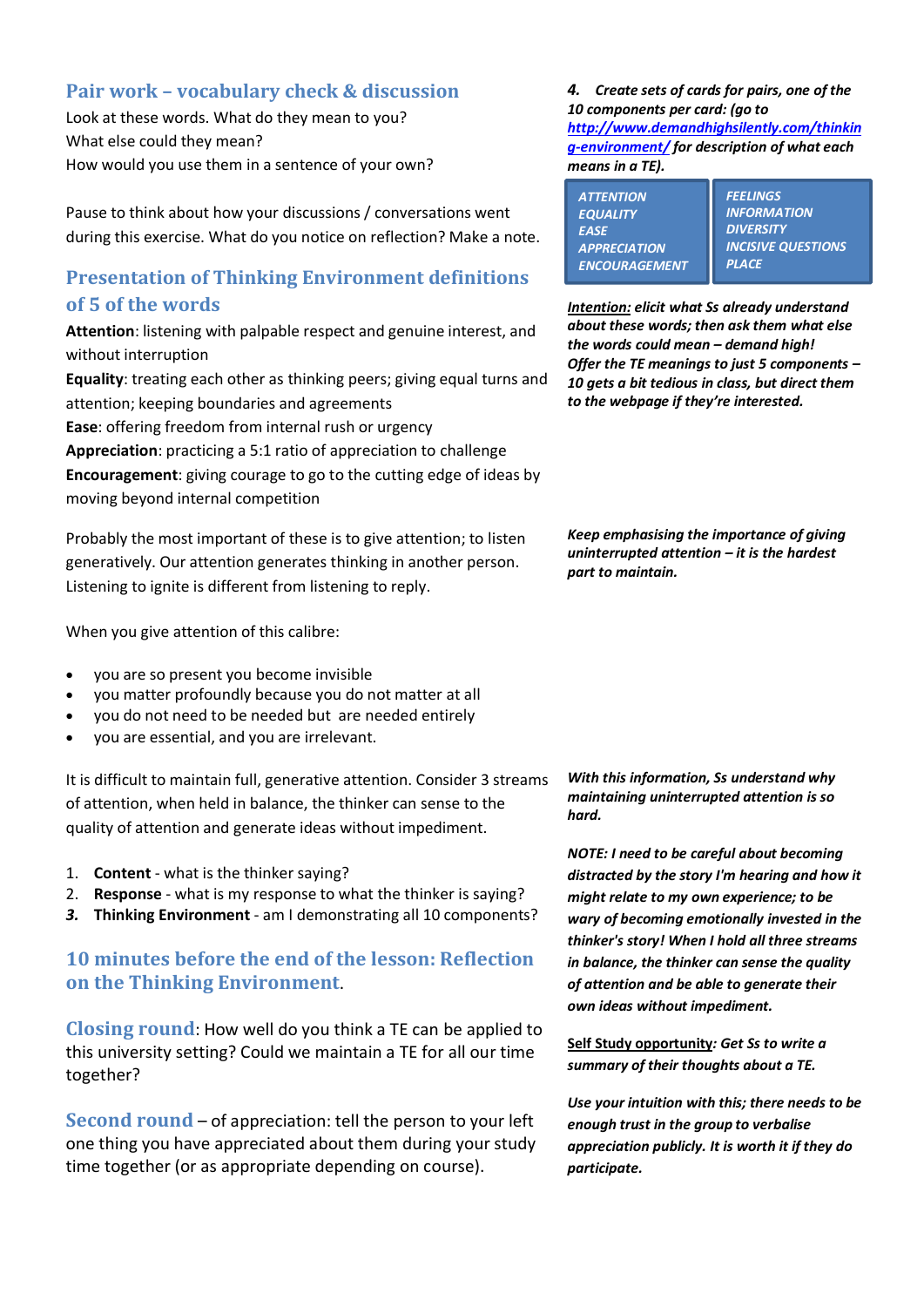## Pair work – vocabulary check & discussion

Look at these words. What do they mean to you?
What else could they mean?
How would you use them in a sentence of your own?

Pause to think about how your discussions / conversations went during this exercise. What do you notice on reflection? Make a note.

***4. Create sets of cards for pairs, one of the 10 components per card: (go to [http://www.demandhighsilently.com/thinking-environment/](http://www.demandhighsilently.com/thinking-environment/) for description of what each means in a TE).***

| | |
|---|---|
| ***ATTENTION***<br>***EQUALITY***<br>***EASE***<br>***APPRECIATION***<br>***ENCOURAGEMENT*** | ***FEELINGS***<br>***INFORMATION***<br>***DIVERSITY***<br>***INCISIVE QUESTIONS***<br>***PLACE*** |

***Intention:** elicit what Ss already understand about these words; then ask them what else the words could mean – demand high!*
***Offer the TE meanings to just 5 components – 10 gets a bit tedious in class, but direct them to the webpage if they're interested.***

## Presentation of Thinking Environment definitions of 5 of the words

**Attention**: listening with palpable respect and genuine interest, and without interruption
**Equality**: treating each other as thinking peers; giving equal turns and attention; keeping boundaries and agreements
**Ease**: offering freedom from internal rush or urgency
**Appreciation**: practicing a 5:1 ratio of appreciation to challenge
**Encouragement**: giving courage to go to the cutting edge of ideas by moving beyond internal competition

Probably the most important of these is to give attention; to listen generatively. Our attention generates thinking in another person. Listening to ignite is different from listening to reply.

***Keep emphasising the importance of giving uninterrupted attention – it is the hardest part to maintain.***

When you give attention of this calibre:

- you are so present you become invisible
- you matter profoundly because you do not matter at all
- you do not need to be needed but are needed entirely
- you are essential, and you are irrelevant.

It is difficult to maintain full, generative attention. Consider 3 streams of attention, when held in balance, the thinker can sense to the quality of attention and generate ideas without impediment.

1. **Content** - what is the thinker saying?
2. **Response** - what is my response to what the thinker is saying?
3. **Thinking Environment** - am I demonstrating all 10 components?

***With this information, Ss understand why maintaining uninterrupted attention is so hard.***

***NOTE: I need to be careful about becoming distracted by the story I'm hearing and how it might relate to my own experience; to be wary of becoming emotionally invested in the thinker's story! When I hold all three streams in balance, the thinker can sense the quality of attention and be able to generate their own ideas without impediment.***

## 10 minutes before the end of the lesson: Reflection on the Thinking Environment.

**Closing round**: How well do you think a TE can be applied to this university setting? Could we maintain a TE for all our time together?

***Self Study opportunity**: Get Ss to write a summary of their thoughts about a TE.*

**Second round** – of appreciation: tell the person to your left one thing you have appreciated about them during your study time together (or as appropriate depending on course).

***Use your intuition with this; there needs to be enough trust in the group to verbalise appreciation publicly. It is worth it if they do participate.***